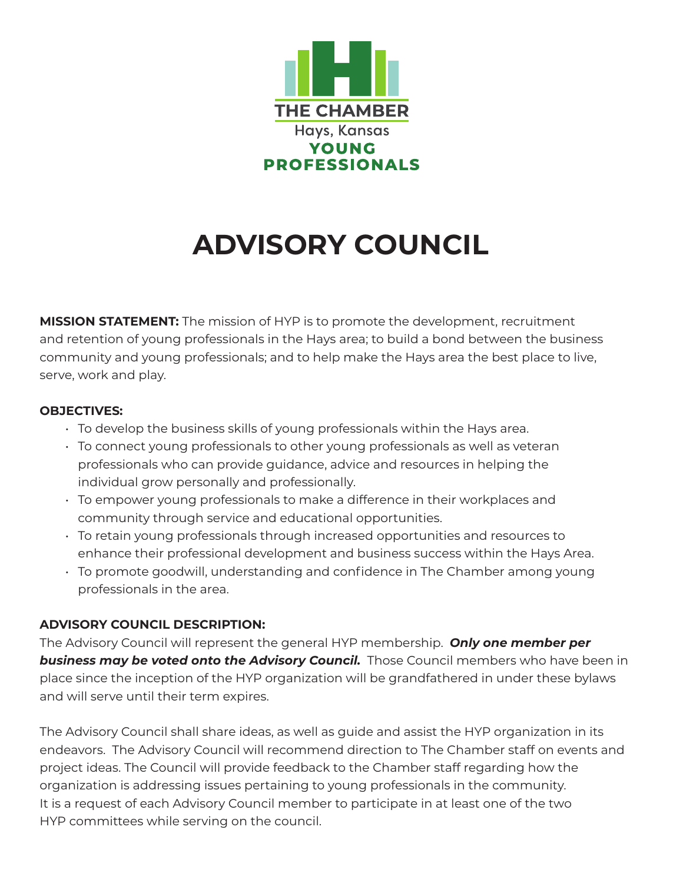THE CHAMBER

Hays, Kansas

YOUNG PROFESSIONALS

# ADVISORY COUNCIL

**MISSION STATEMENT:** The mission of HYP is to promote the development, recruitment and retention of young professionals in the Hays area; to build a bond between the business community and young professionals; and to help make the Hays area the best place to live, serve, work and play.

**OBJECTIVES:**

- To develop the business skills of young professionals within the Hays area.
- To connect young professionals to other young professionals as well as veteran professionals who can provide guidance, advice and resources in helping the individual grow personally and professionally.
- To empower young professionals to make a difference in their workplaces and community through service and educational opportunities.
- To retain young professionals through increased opportunities and resources to enhance their professional development and business success within the Hays Area.
- To promote goodwill, understanding and confidence in The Chamber among young professionals in the area.

**ADVISORY COUNCIL DESCRIPTION:**

The Advisory Council will represent the general HYP membership. ***Only one member per business may be voted onto the Advisory Council.*** Those Council members who have been in place since the inception of the HYP organization will be grandfathered in under these bylaws and will serve until their term expires.

The Advisory Council shall share ideas, as well as guide and assist the HYP organization in its endeavors. The Advisory Council will recommend direction to The Chamber staff on events and project ideas. The Council will provide feedback to the Chamber staff regarding how the organization is addressing issues pertaining to young professionals in the community. It is a request of each Advisory Council member to participate in at least one of the two HYP committees while serving on the council.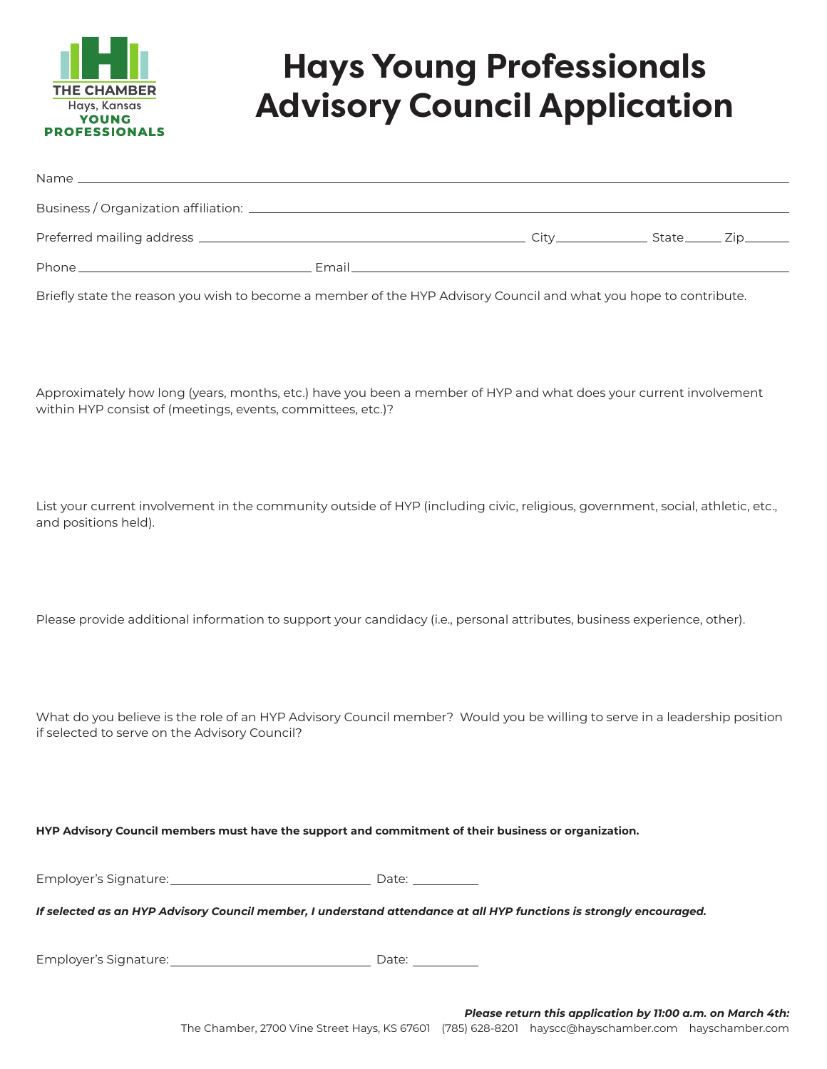THE CHAMBER
Hays, Kansas
YOUNG PROFESSIONALS

# Hays Young Professionals Advisory Council Application

Name \_\_\_\_\_\_\_\_\_\_\_\_\_\_\_\_\_\_\_\_\_\_\_\_\_\_\_\_\_\_\_\_\_\_\_\_\_\_\_\_\_\_\_\_\_\_\_\_

Business / Organization affiliation: \_\_\_\_\_\_\_\_\_\_\_\_\_\_\_\_\_\_\_\_\_\_\_\_\_\_\_\_\_\_\_\_\_\_\_\_

Preferred mailing address \_\_\_\_\_\_\_\_\_\_\_\_\_\_\_\_\_\_\_\_\_\_\_\_ City\_\_\_\_\_\_\_\_\_\_ State\_\_\_\_\_ Zip\_\_\_\_\_\_

Phone \_\_\_\_\_\_\_\_\_\_\_\_\_\_\_\_\_\_\_\_ Email \_\_\_\_\_\_\_\_\_\_\_\_\_\_\_\_\_\_\_\_\_\_\_\_\_\_\_\_\_\_\_\_

Briefly state the reason you wish to become a member of the HYP Advisory Council and what you hope to contribute.

Approximately how long (years, months, etc.) have you been a member of HYP and what does your current involvement within HYP consist of (meetings, events, committees, etc.)?

List your current involvement in the community outside of HYP (including civic, religious, government, social, athletic, etc., and positions held).

Please provide additional information to support your candidacy (i.e., personal attributes, business experience, other).

What do you believe is the role of an HYP Advisory Council member? Would you be willing to serve in a leadership position if selected to serve on the Advisory Council?

**HYP Advisory Council members must have the support and commitment of their business or organization.**

Employer's Signature: \_\_\_\_\_\_\_\_\_\_\_\_\_\_\_\_\_\_\_\_ Date: \_\_\_\_\_\_\_\_

***If selected as an HYP Advisory Council member, I understand attendance at all HYP functions is strongly encouraged.***

Employer's Signature: \_\_\_\_\_\_\_\_\_\_\_\_\_\_\_\_\_\_\_\_ Date: \_\_\_\_\_\_\_\_

***Please return this application by 11:00 a.m. on March 4th:***

The Chamber, 2700 Vine Street Hays, KS 67601 (785) 628-8201 hayscc@hayschamber.com hayschamber.com